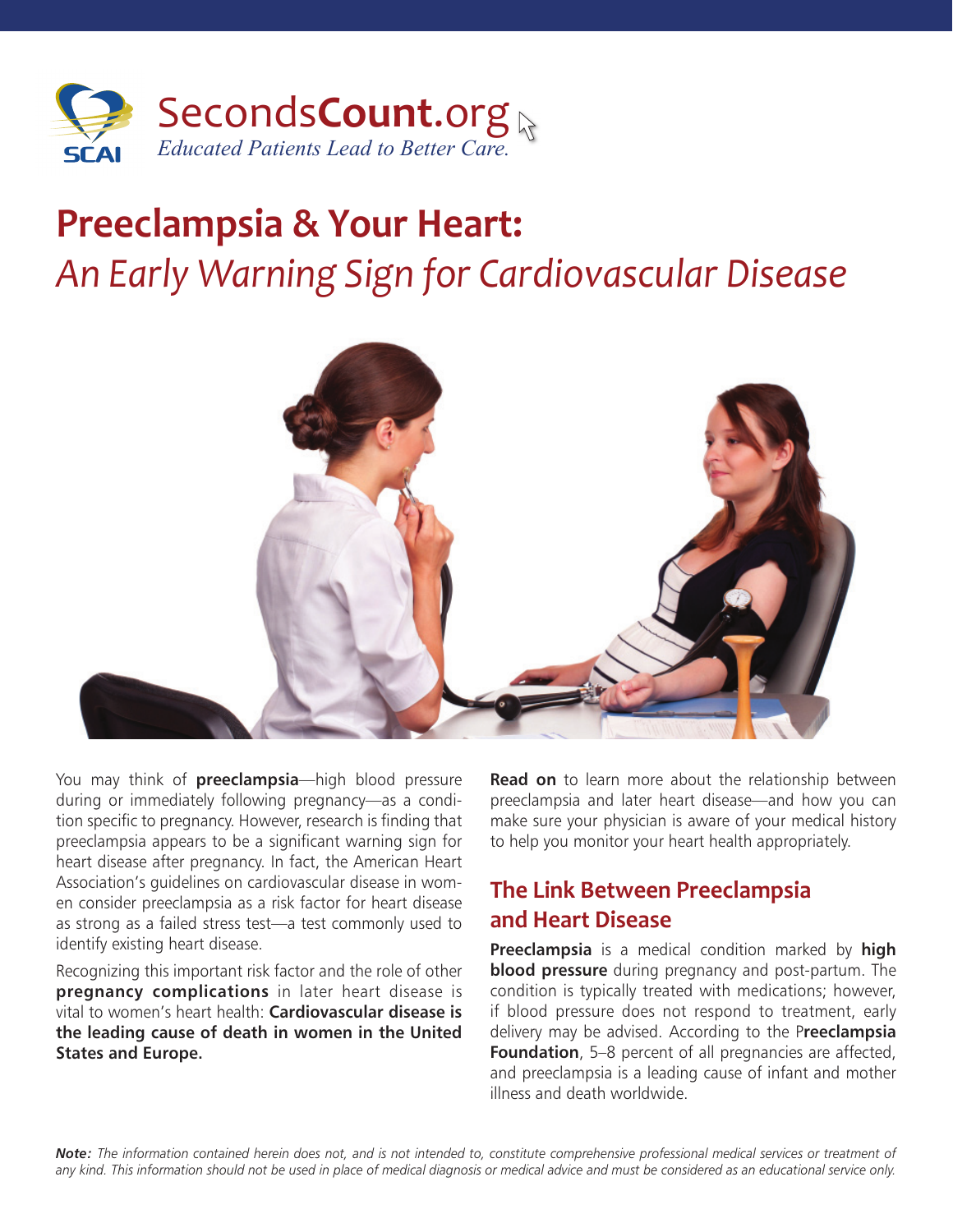SecondsCount.org

*Educated Patients Lead to Better Care.*

# Preeclampsia & Your Heart:

## *An Early Warning Sign for Cardiovascular Disease*

You may think of **preeclampsia**—high blood pressure during or immediately following pregnancy—as a condition specific to pregnancy. However, research is finding that preeclampsia appears to be a significant warning sign for heart disease after pregnancy. In fact, the American Heart Association's guidelines on cardiovascular disease in women consider preeclampsia as a risk factor for heart disease as strong as a failed stress test—a test commonly used to identify existing heart disease.

Recognizing this important risk factor and the role of other **pregnancy complications** in later heart disease is vital to women's heart health: **Cardiovascular disease is the leading cause of death in women in the United States and Europe.**

**Read on** to learn more about the relationship between preeclampsia and later heart disease—and how you can make sure your physician is aware of your medical history to help you monitor your heart health appropriately.

## The Link Between Preeclampsia and Heart Disease

**Preeclampsia** is a medical condition marked by **high blood pressure** during pregnancy and post-partum. The condition is typically treated with medications; however, if blood pressure does not respond to treatment, early delivery may be advised. According to the **Preeclampsia Foundation**, 5–8 percent of all pregnancies are affected, and preeclampsia is a leading cause of infant and mother illness and death worldwide.

***Note:*** *The information contained herein does not, and is not intended to, constitute comprehensive professional medical services or treatment of any kind. This information should not be used in place of medical diagnosis or medical advice and must be considered as an educational service only.*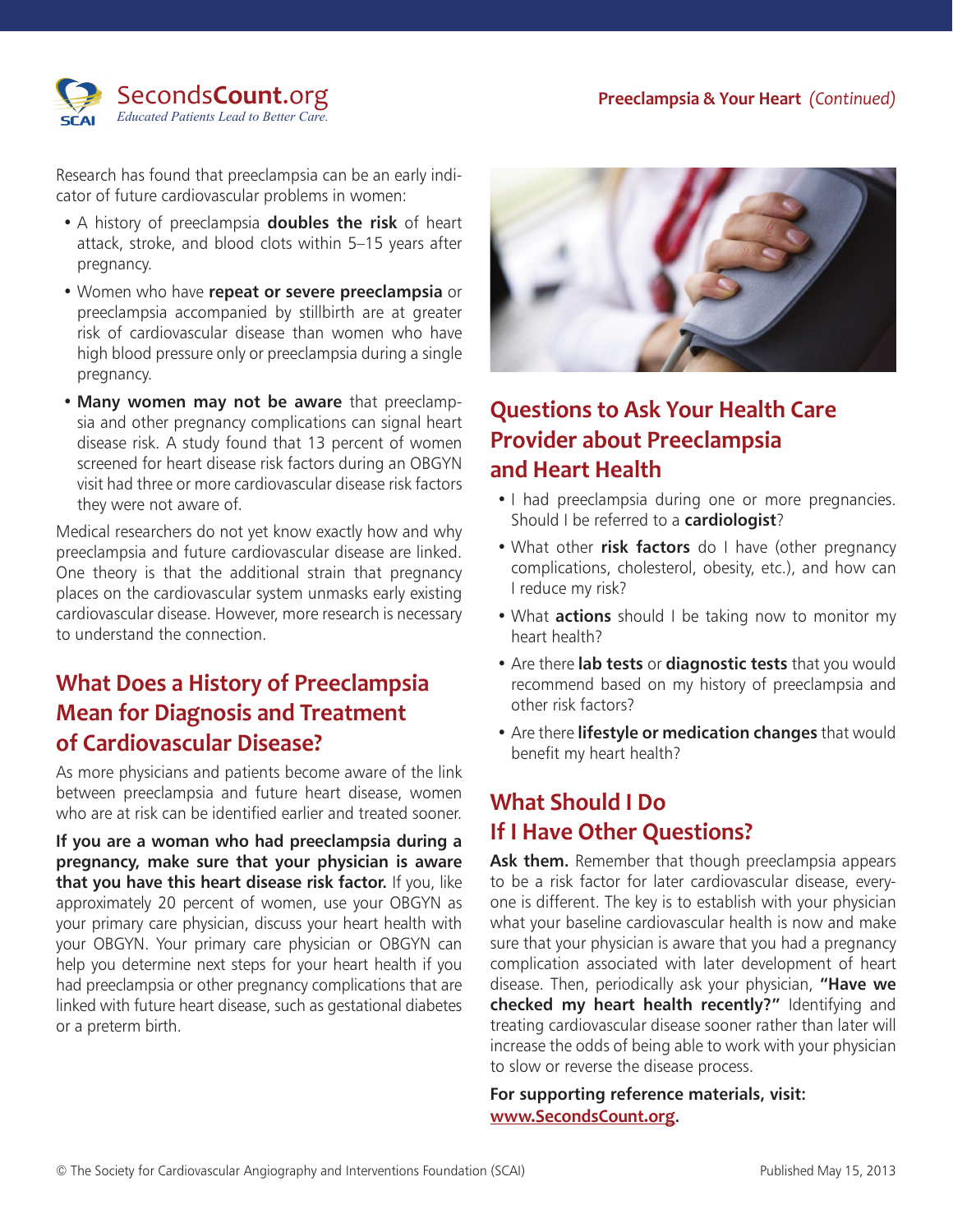Research has found that preeclampsia can be an early indicator of future cardiovascular problems in women:

- A history of preeclampsia **doubles the risk** of heart attack, stroke, and blood clots within 5–15 years after pregnancy.
- Women who have **repeat or severe preeclampsia** or preeclampsia accompanied by stillbirth are at greater risk of cardiovascular disease than women who have high blood pressure only or preeclampsia during a single pregnancy.
- **Many women may not be aware** that preeclampsia and other pregnancy complications can signal heart disease risk. A study found that 13 percent of women screened for heart disease risk factors during an OBGYN visit had three or more cardiovascular disease risk factors they were not aware of.

Medical researchers do not yet know exactly how and why preeclampsia and future cardiovascular disease are linked. One theory is that the additional strain that pregnancy places on the cardiovascular system unmasks early existing cardiovascular disease. However, more research is necessary to understand the connection.

## What Does a History of Preeclampsia Mean for Diagnosis and Treatment of Cardiovascular Disease?

As more physicians and patients become aware of the link between preeclampsia and future heart disease, women who are at risk can be identified earlier and treated sooner.

**If you are a woman who had preeclampsia during a pregnancy, make sure that your physician is aware that you have this heart disease risk factor.** If you, like approximately 20 percent of women, use your OBGYN as your primary care physician, discuss your heart health with your OBGYN. Your primary care physician or OBGYN can help you determine next steps for your heart health if you had preeclampsia or other pregnancy complications that are linked with future heart disease, such as gestational diabetes or a preterm birth.

## Questions to Ask Your Health Care Provider about Preeclampsia and Heart Health

- I had preeclampsia during one or more pregnancies. Should I be referred to a **cardiologist**?
- What other **risk factors** do I have (other pregnancy complications, cholesterol, obesity, etc.), and how can I reduce my risk?
- What **actions** should I be taking now to monitor my heart health?
- Are there **lab tests** or **diagnostic tests** that you would recommend based on my history of preeclampsia and other risk factors?
- Are there **lifestyle or medication changes** that would benefit my heart health?

## What Should I Do If I Have Other Questions?

**Ask them.** Remember that though preeclampsia appears to be a risk factor for later cardiovascular disease, everyone is different. The key is to establish with your physician what your baseline cardiovascular health is now and make sure that your physician is aware that you had a pregnancy complication associated with later development of heart disease. Then, periodically ask your physician, **"Have we checked my heart health recently?"** Identifying and treating cardiovascular disease sooner rather than later will increase the odds of being able to work with your physician to slow or reverse the disease process.

**For supporting reference materials, visit: www.SecondsCount.org.**

© The Society for Cardiovascular Angiography and Interventions Foundation (SCAI)

Published May 15, 2013